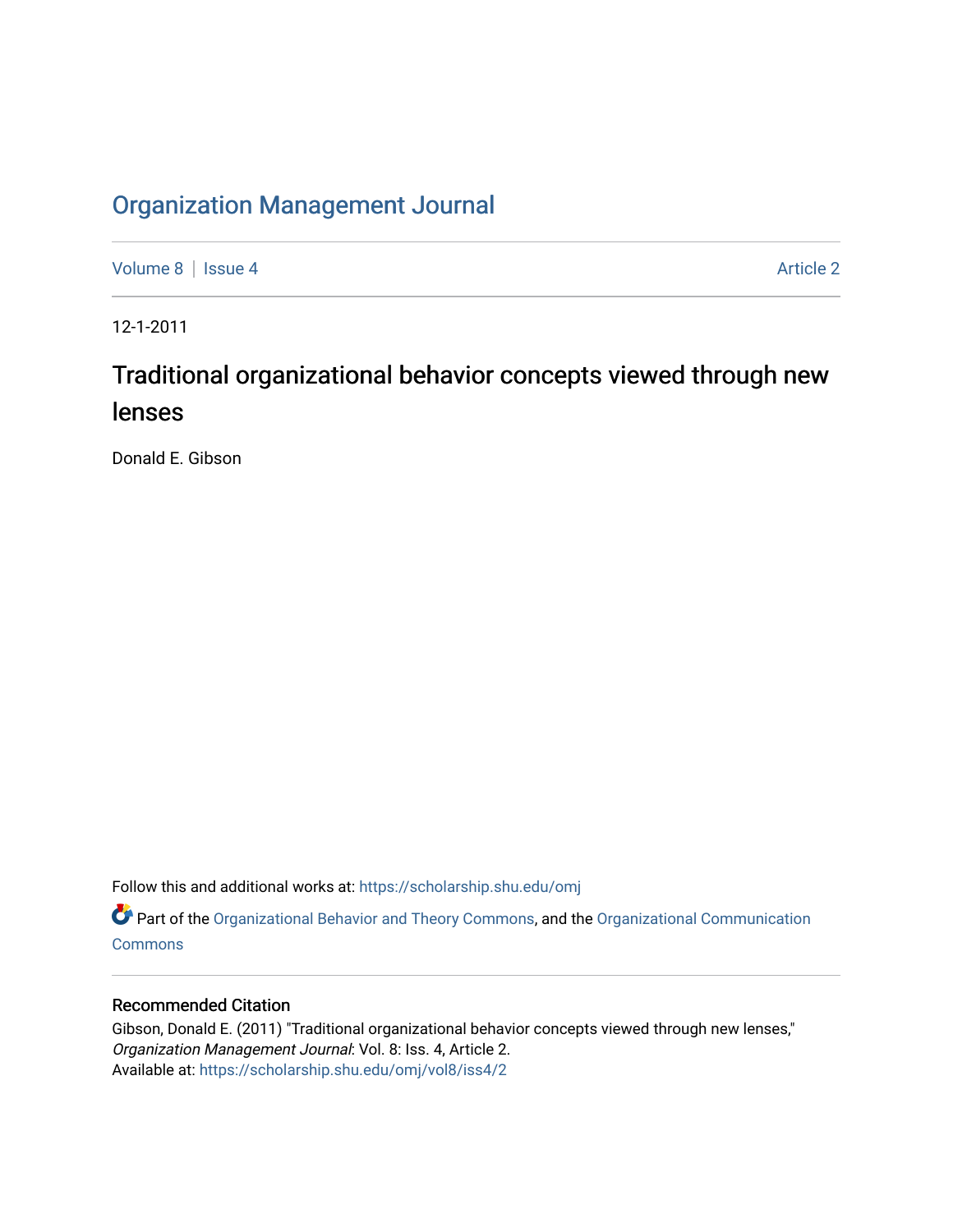# Organization Management Journal

Volume 8 | Issue 4 Article 2

12-1-2011

## Traditional organizational behavior concepts viewed through new lenses

Donald E. Gibson

Follow this and additional works at: https://scholarship.shu.edu/omj

Part of the Organizational Behavior and Theory Commons, and the Organizational Communication Commons

### Recommended Citation

Gibson, Donald E. (2011) "Traditional organizational behavior concepts viewed through new lenses," *Organization Management Journal*: Vol. 8: Iss. 4, Article 2.
Available at: https://scholarship.shu.edu/omj/vol8/iss4/2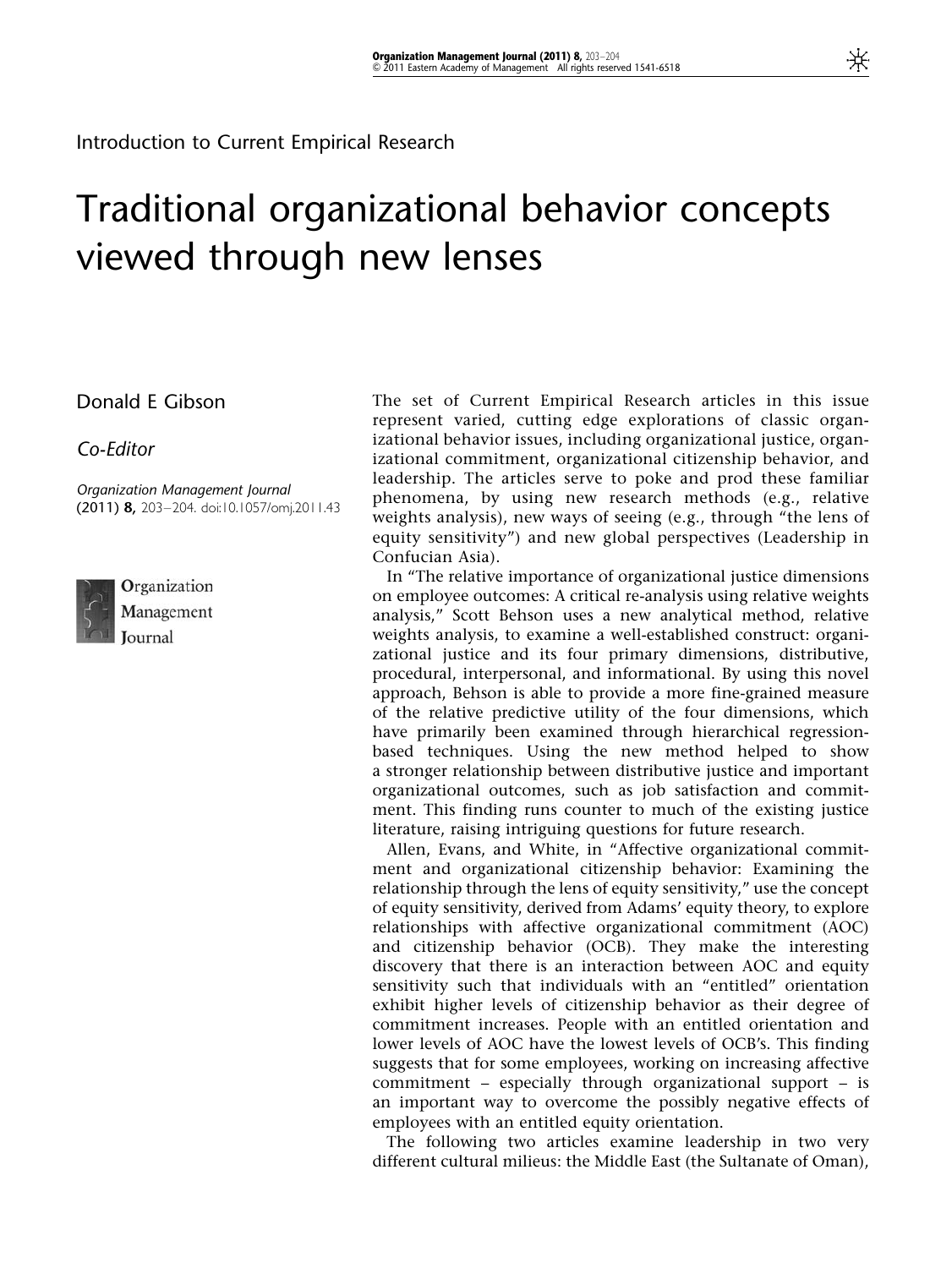Introduction to Current Empirical Research

# Traditional organizational behavior concepts viewed through new lenses

Donald E Gibson

*Co-Editor*

*Organization Management Journal* **(2011) 8,** 203–204. doi:10.1057/omj.2011.43

The set of Current Empirical Research articles in this issue represent varied, cutting edge explorations of classic organizational behavior issues, including organizational justice, organizational commitment, organizational citizenship behavior, and leadership. The articles serve to poke and prod these familiar phenomena, by using new research methods (e.g., relative weights analysis), new ways of seeing (e.g., through "the lens of equity sensitivity") and new global perspectives (Leadership in Confucian Asia).

In "The relative importance of organizational justice dimensions on employee outcomes: A critical re-analysis using relative weights analysis," Scott Behson uses a new analytical method, relative weights analysis, to examine a well-established construct: organizational justice and its four primary dimensions, distributive, procedural, interpersonal, and informational. By using this novel approach, Behson is able to provide a more fine-grained measure of the relative predictive utility of the four dimensions, which have primarily been examined through hierarchical regression-based techniques. Using the new method helped to show a stronger relationship between distributive justice and important organizational outcomes, such as job satisfaction and commitment. This finding runs counter to much of the existing justice literature, raising intriguing questions for future research.

Allen, Evans, and White, in "Affective organizational commitment and organizational citizenship behavior: Examining the relationship through the lens of equity sensitivity," use the concept of equity sensitivity, derived from Adams' equity theory, to explore relationships with affective organizational commitment (AOC) and citizenship behavior (OCB). They make the interesting discovery that there is an interaction between AOC and equity sensitivity such that individuals with an "entitled" orientation exhibit higher levels of citizenship behavior as their degree of commitment increases. People with an entitled orientation and lower levels of AOC have the lowest levels of OCB's. This finding suggests that for some employees, working on increasing affective commitment – especially through organizational support – is an important way to overcome the possibly negative effects of employees with an entitled equity orientation.

The following two articles examine leadership in two very different cultural milieus: the Middle East (the Sultanate of Oman),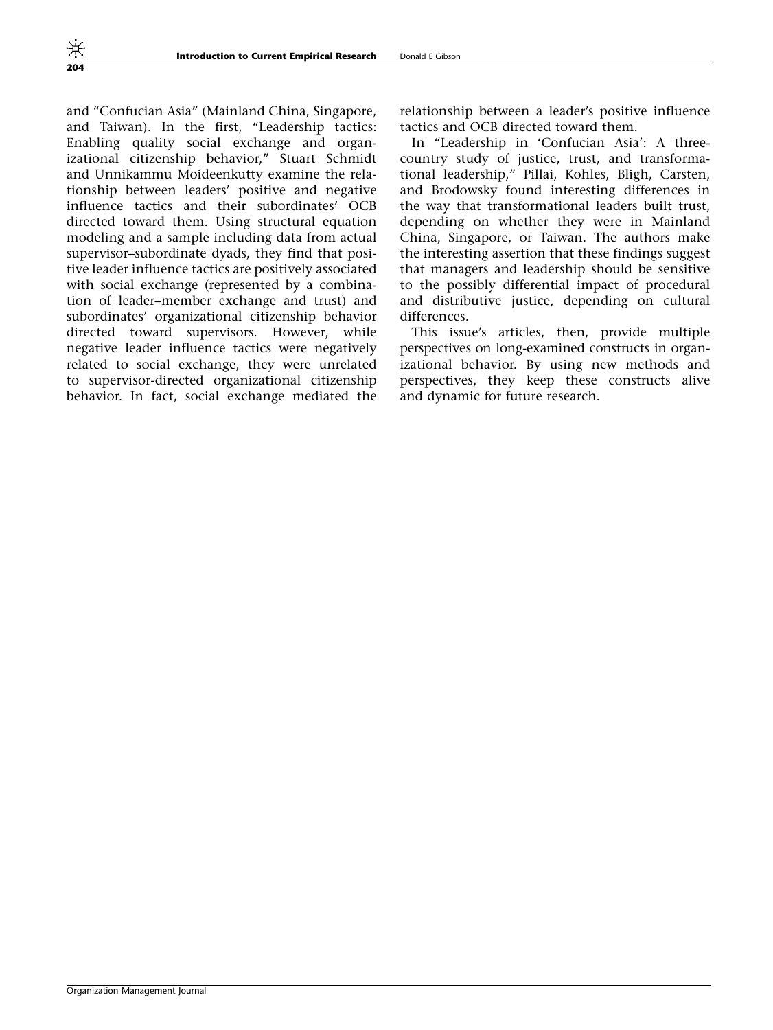and “Confucian Asia” (Mainland China, Singapore, and Taiwan). In the first, “Leadership tactics: Enabling quality social exchange and organizational citizenship behavior,” Stuart Schmidt and Unnikammu Moideenkutty examine the relationship between leaders’ positive and negative influence tactics and their subordinates’ OCB directed toward them. Using structural equation modeling and a sample including data from actual supervisor–subordinate dyads, they find that positive leader influence tactics are positively associated with social exchange (represented by a combination of leader–member exchange and trust) and subordinates’ organizational citizenship behavior directed toward supervisors. However, while negative leader influence tactics were negatively related to social exchange, they were unrelated to supervisor-directed organizational citizenship behavior. In fact, social exchange mediated the relationship between a leader’s positive influence tactics and OCB directed toward them.

In “Leadership in ‘Confucian Asia’: A three-country study of justice, trust, and transformational leadership,” Pillai, Kohles, Bligh, Carsten, and Brodowsky found interesting differences in the way that transformational leaders built trust, depending on whether they were in Mainland China, Singapore, or Taiwan. The authors make the interesting assertion that these findings suggest that managers and leadership should be sensitive to the possibly differential impact of procedural and distributive justice, depending on cultural differences.

This issue’s articles, then, provide multiple perspectives on long-examined constructs in organizational behavior. By using new methods and perspectives, they keep these constructs alive and dynamic for future research.